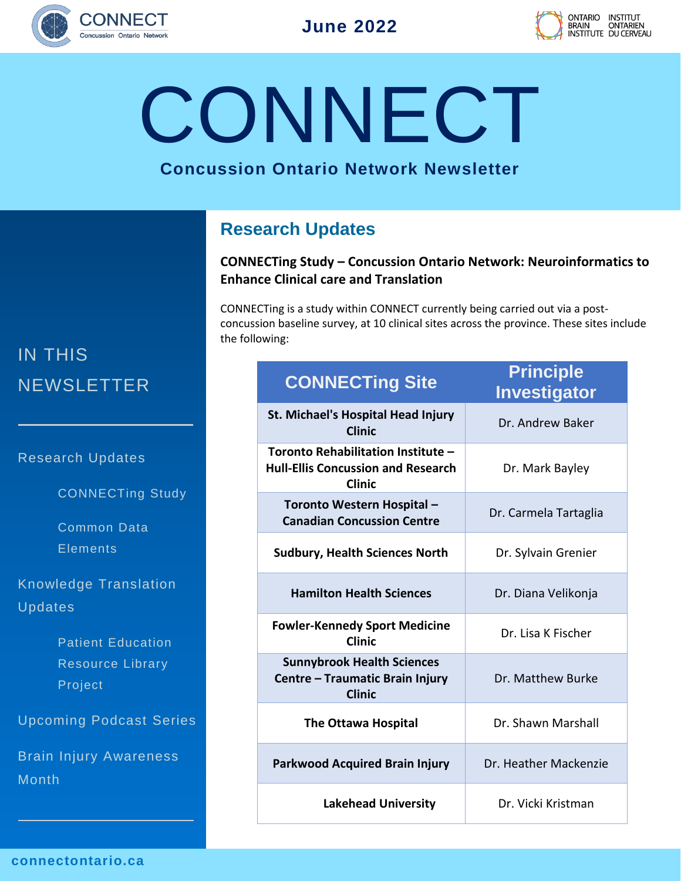June 2022

# CONNECT

## Concussion Ontario Network Newsletter

### IN THIS NEWSLETTER

- Research Updates
  - CONNECTing Study
  - Common Data Elements
- Knowledge Translation Updates
  - Patient Education Resource Library Project
- Upcoming Podcast Series
- Brain Injury Awareness Month

## Research Updates

**CONNECTing Study – Concussion Ontario Network: Neuroinformatics to Enhance Clinical care and Translation**

CONNECTing is a study within CONNECT currently being carried out via a post-concussion baseline survey, at 10 clinical sites across the province. These sites include the following:

| CONNECTing Site | Principle Investigator |
|---|---|
| **St. Michael's Hospital Head Injury Clinic** | Dr. Andrew Baker |
| **Toronto Rehabilitation Institute – Hull-Ellis Concussion and Research Clinic** | Dr. Mark Bayley |
| **Toronto Western Hospital – Canadian Concussion Centre** | Dr. Carmela Tartaglia |
| **Sudbury, Health Sciences North** | Dr. Sylvain Grenier |
| **Hamilton Health Sciences** | Dr. Diana Velikonja |
| **Fowler-Kennedy Sport Medicine Clinic** | Dr. Lisa K Fischer |
| **Sunnybrook Health Sciences Centre – Traumatic Brain Injury Clinic** | Dr. Matthew Burke |
| **The Ottawa Hospital** | Dr. Shawn Marshall |
| **Parkwood Acquired Brain Injury** | Dr. Heather Mackenzie |
| **Lakehead University** | Dr. Vicki Kristman |

connectontario.ca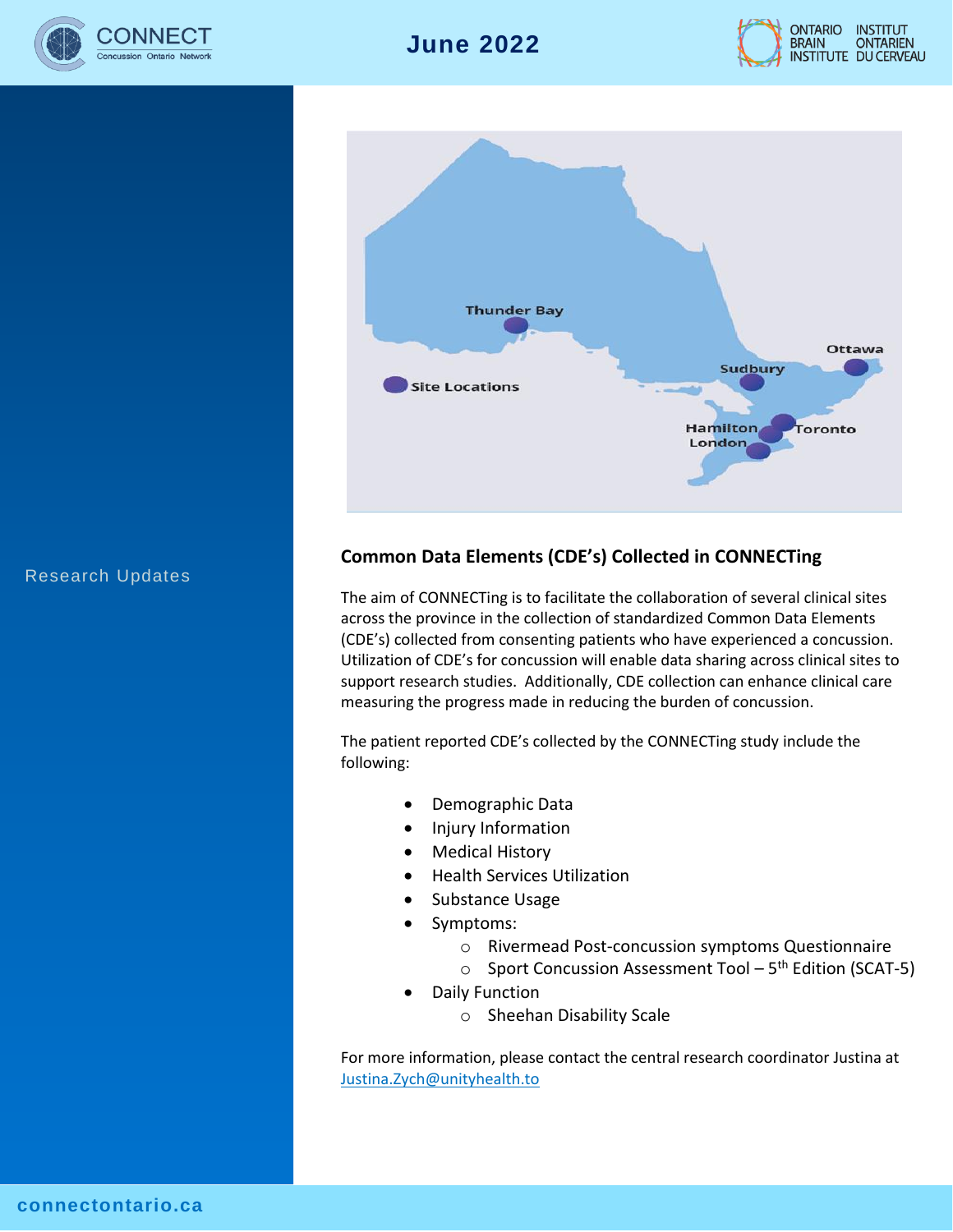Research Updates

## Common Data Elements (CDE's) Collected in CONNECTing

The aim of CONNECTing is to facilitate the collaboration of several clinical sites across the province in the collection of standardized Common Data Elements (CDE's) collected from consenting patients who have experienced a concussion. Utilization of CDE's for concussion will enable data sharing across clinical sites to support research studies. Additionally, CDE collection can enhance clinical care measuring the progress made in reducing the burden of concussion.

The patient reported CDE's collected by the CONNECTing study include the following:

- Demographic Data
- Injury Information
- Medical History
- Health Services Utilization
- Substance Usage
- Symptoms:
  - Rivermead Post-concussion symptoms Questionnaire
  - Sport Concussion Assessment Tool – 5th Edition (SCAT-5)
- Daily Function
  - Sheehan Disability Scale

For more information, please contact the central research coordinator Justina at Justina.Zych@unityhealth.to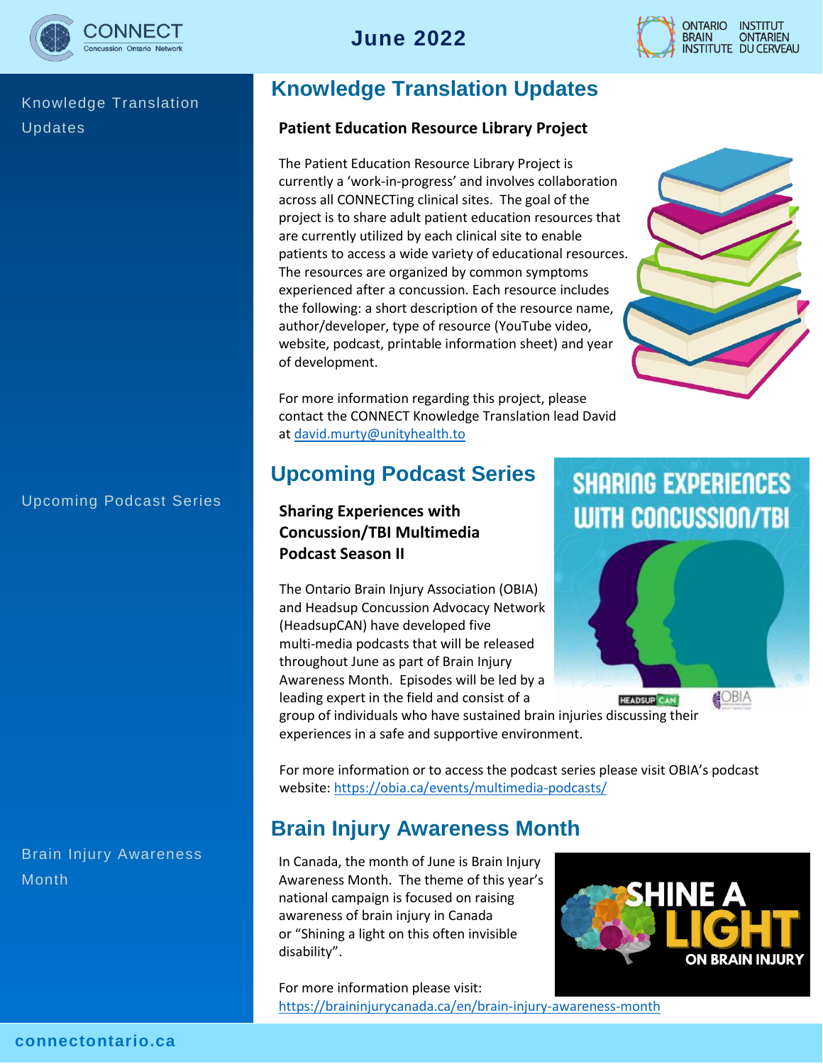# Knowledge Translation Updates

### Patient Education Resource Library Project

The Patient Education Resource Library Project is currently a 'work-in-progress' and involves collaboration across all CONNECTing clinical sites. The goal of the project is to share adult patient education resources that are currently utilized by each clinical site to enable patients to access a wide variety of educational resources. The resources are organized by common symptoms experienced after a concussion. Each resource includes the following: a short description of the resource name, author/developer, type of resource (YouTube video, website, podcast, printable information sheet) and year of development.

For more information regarding this project, please contact the CONNECT Knowledge Translation lead David at david.murty@unityhealth.to

# Upcoming Podcast Series

### Sharing Experiences with Concussion/TBI Multimedia Podcast Season II

The Ontario Brain Injury Association (OBIA) and Headsup Concussion Advocacy Network (HeadsupCAN) have developed five multi-media podcasts that will be released throughout June as part of Brain Injury Awareness Month. Episodes will be led by a leading expert in the field and consist of a group of individuals who have sustained brain injuries discussing their experiences in a safe and supportive environment.

For more information or to access the podcast series please visit OBIA's podcast website: https://obia.ca/events/multimedia-podcasts/

# Brain Injury Awareness Month

In Canada, the month of June is Brain Injury Awareness Month. The theme of this year's national campaign is focused on raising awareness of brain injury in Canada or "Shining a light on this often invisible disability".

For more information please visit: https://braininjurycanada.ca/en/brain-injury-awareness-month